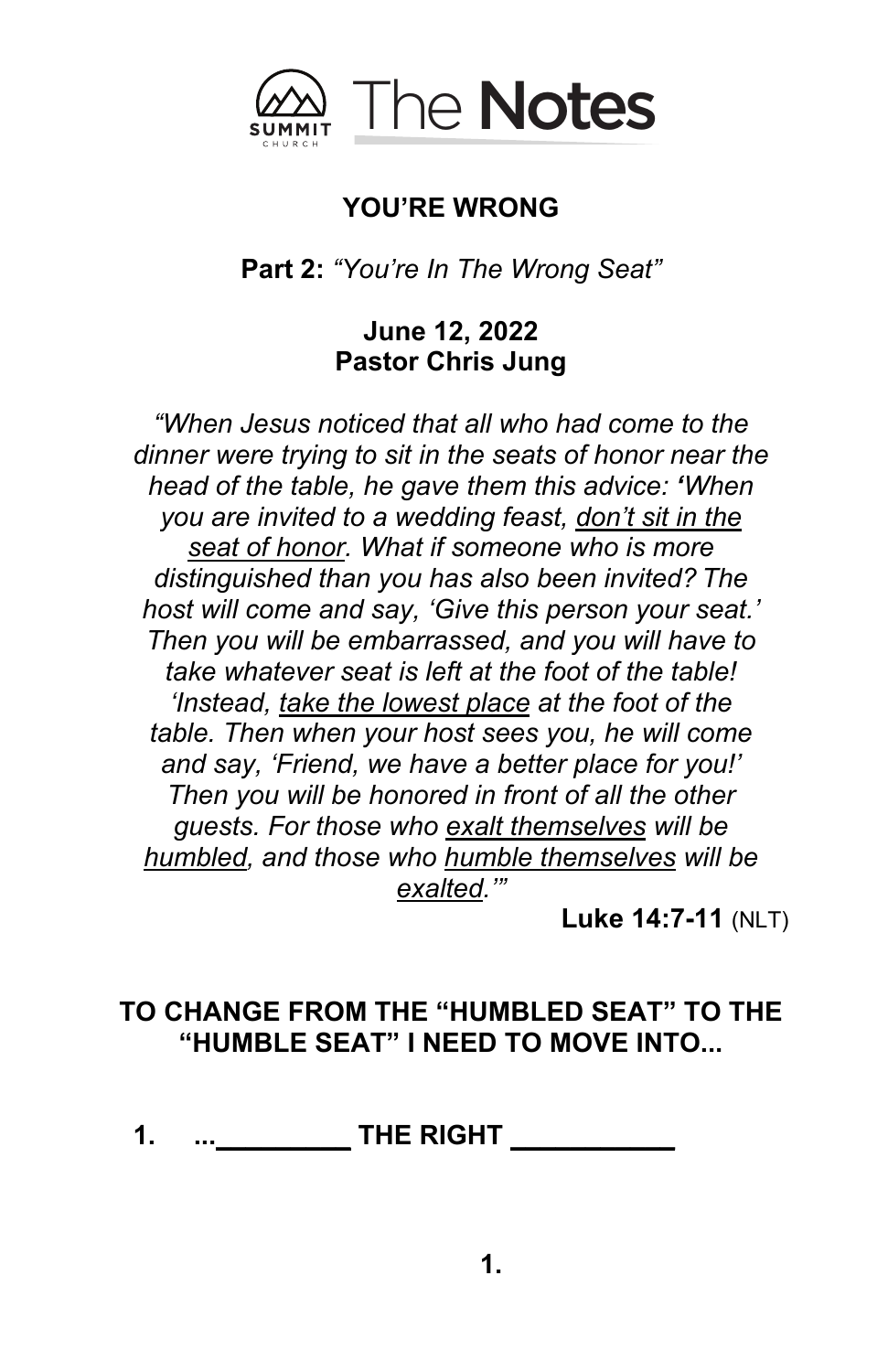SUMMIT CHURCH The **Notes**

# YOU'RE WRONG

**Part 2:** *"You're In The Wrong Seat"*

**June 12, 2022**
**Pastor Chris Jung**

*"When Jesus noticed that all who had come to the dinner were trying to sit in the seats of honor near the head of the table, he gave them this advice: 'When you are invited to a wedding feast, <u>don't sit in the seat of honor</u>. What if someone who is more distinguished than you has also been invited? The host will come and say, 'Give this person your seat.' Then you will be embarrassed, and you will have to take whatever seat is left at the foot of the table! 'Instead, <u>take the lowest place</u> at the foot of the table. Then when your host sees you, he will come and say, 'Friend, we have a better place for you!' Then you will be honored in front of all the other guests. For those who <u>exalt themselves</u> will be <u>humbled</u>, and those who <u>humble themselves</u> will be <u>exalted</u>.'"*

**Luke 14:7-11** (NLT)

## TO CHANGE FROM THE "HUMBLED SEAT" TO THE "HUMBLE SEAT" I NEED TO MOVE INTO...

**1. ...\_\_\_\_\_\_\_\_\_ THE RIGHT \_\_\_\_\_\_\_\_\_\_\_**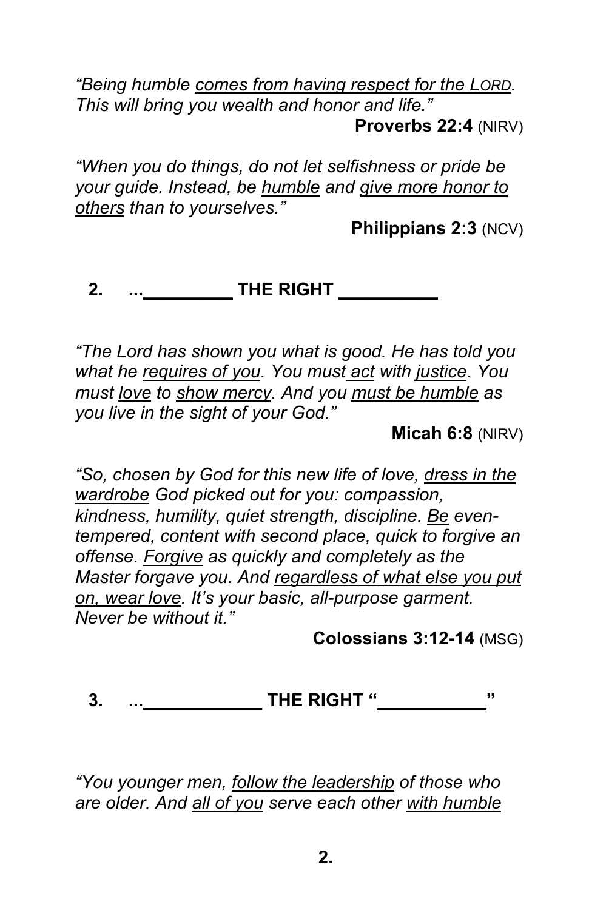*"Being humble <u>comes from having respect for the LORD</u>. This will bring you wealth and honor and life."*

**Proverbs 22:4** (NIRV)

*"When you do things, do not let selfishness or pride be your guide. Instead, be <u>humble</u> and <u>give more honor to others</u> than to yourselves."*

**Philippians 2:3** (NCV)

## 2. ...\_\_\_\_\_\_\_\_\_ THE RIGHT \_\_\_\_\_\_\_\_\_\_

*"The Lord has shown you what is good. He has told you what he <u>requires of you</u>. You must <u>act</u> with <u>justice</u>. You must <u>love</u> to <u>show mercy</u>. And you <u>must be humble</u> as you live in the sight of your God."*

**Micah 6:8** (NIRV)

*"So, chosen by God for this new life of love, <u>dress in the wardrobe</u> God picked out for you: compassion, kindness, humility, quiet strength, discipline. <u>Be</u> even-tempered, content with second place, quick to forgive an offense. <u>Forgive</u> as quickly and completely as the Master forgave you. And <u>regardless of what else you put on, wear love</u>. It's your basic, all-purpose garment. Never be without it."*

**Colossians 3:12-14** (MSG)

## 3. ...\_\_\_\_\_\_\_\_\_\_\_\_ THE RIGHT "\_\_\_\_\_\_\_\_\_\_\_"

*"You younger men, <u>follow the leadership</u> of those who are older. And <u>all of you</u> serve each other <u>with humble</u>*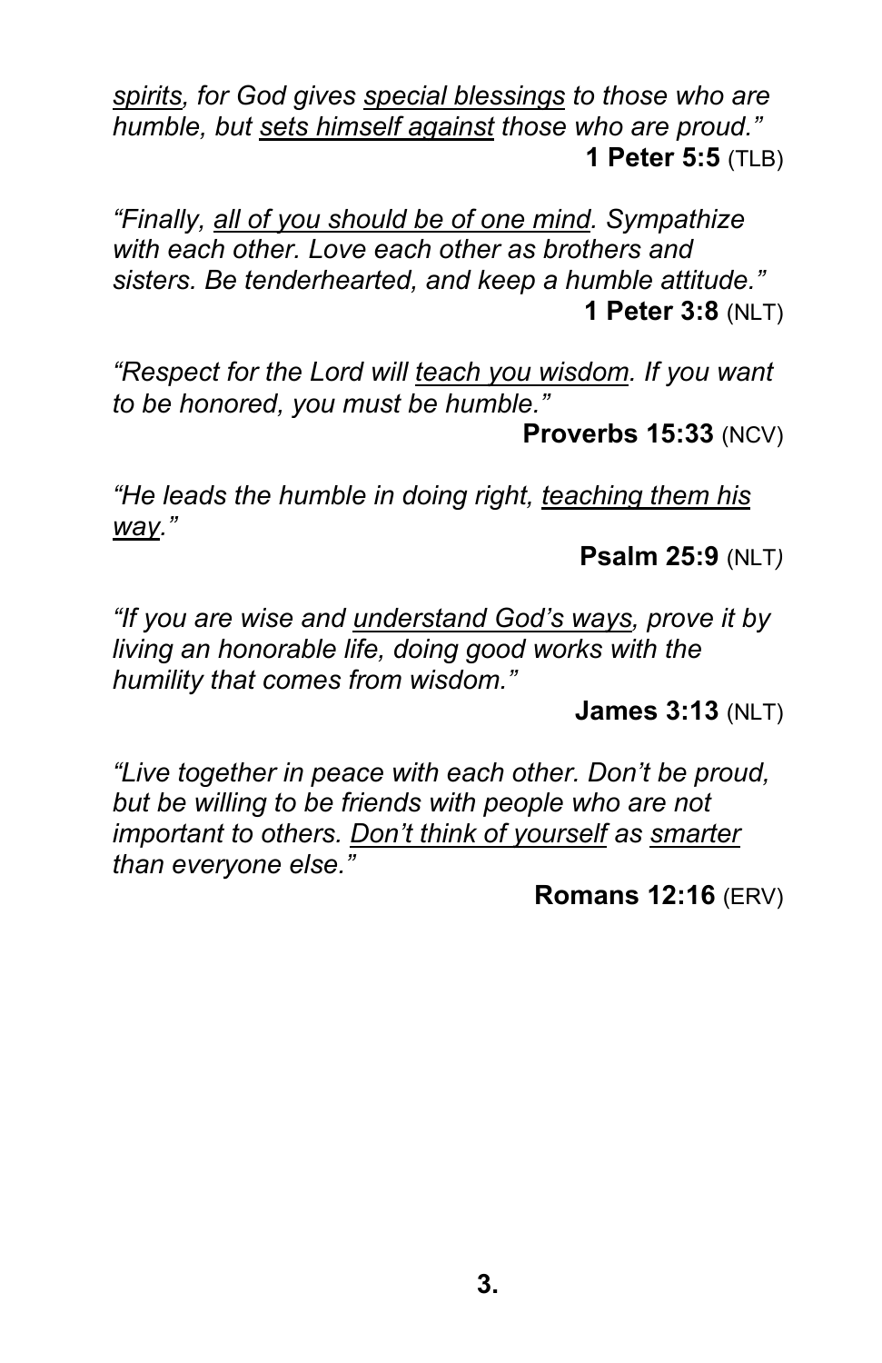*<u>spirits</u>, for God gives <u>special blessings</u> to those who are humble, but <u>sets himself against</u> those who are proud."*
**1 Peter 5:5** (TLB)

*"Finally, <u>all of you should be of one mind</u>. Sympathize with each other. Love each other as brothers and sisters. Be tenderhearted, and keep a humble attitude."*
**1 Peter 3:8** (NLT)

*"Respect for the Lord will <u>teach you wisdom</u>. If you want to be honored, you must be humble."*
**Proverbs 15:33** (NCV)

*"He leads the humble in doing right, <u>teaching them his way</u>."*
**Psalm 25:9** (NLT)

*"If you are wise and <u>understand God's ways</u>, prove it by living an honorable life, doing good works with the humility that comes from wisdom."*
**James 3:13** (NLT)

*"Live together in peace with each other. Don't be proud, but be willing to be friends with people who are not important to others. <u>Don't think of yourself</u> as <u>smarter</u> than everyone else."*
**Romans 12:16** (ERV)